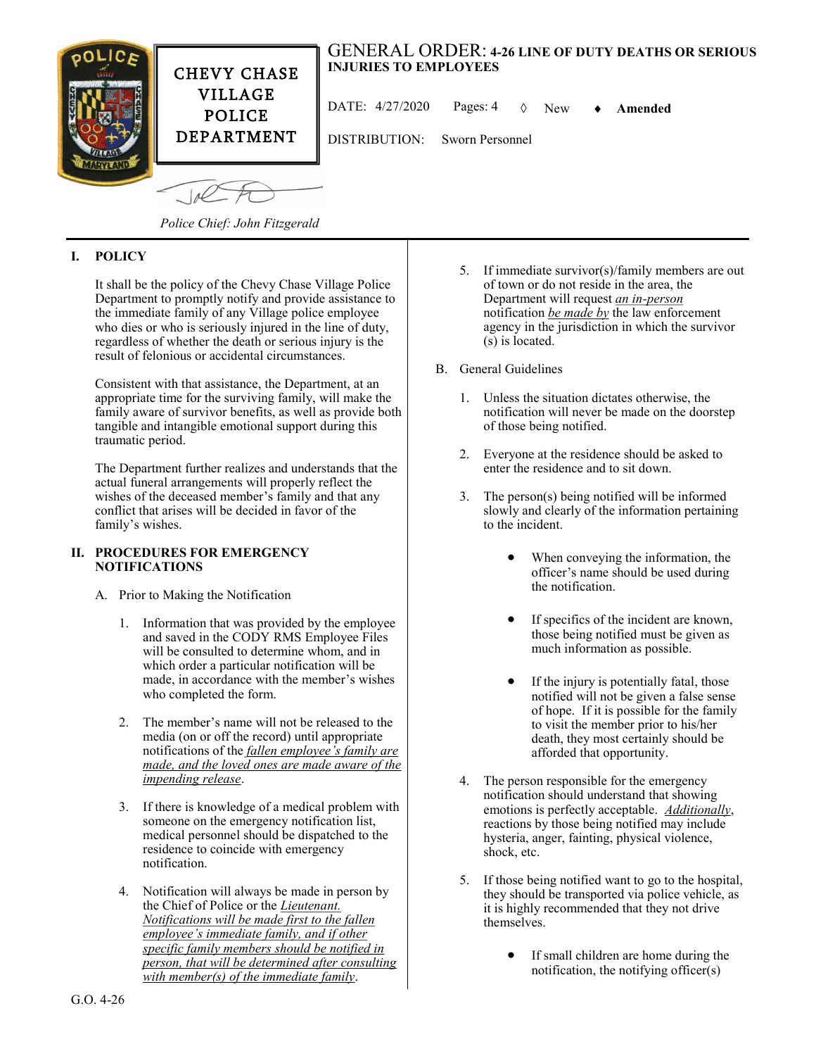# GENERAL ORDER: 4-26 LINE OF DUTY DEATHS OR SERIOUS INJURIES TO EMPLOYEES

CHEVY CHASE VILLAGE POLICE DEPARTMENT

DATE: 4/27/2020 Pages: 4 ◊ New ♦ **Amended**

DISTRIBUTION: Sworn Personnel

*Police Chief: John Fitzgerald*

## I. POLICY

It shall be the policy of the Chevy Chase Village Police Department to promptly notify and provide assistance to the immediate family of any Village police employee who dies or who is seriously injured in the line of duty, regardless of whether the death or serious injury is the result of felonious or accidental circumstances.

Consistent with that assistance, the Department, at an appropriate time for the surviving family, will make the family aware of survivor benefits, as well as provide both tangible and intangible emotional support during this traumatic period.

The Department further realizes and understands that the actual funeral arrangements will properly reflect the wishes of the deceased member's family and that any conflict that arises will be decided in favor of the family's wishes.

## II. PROCEDURES FOR EMERGENCY NOTIFICATIONS

A. Prior to Making the Notification

1. Information that was provided by the employee and saved in the CODY RMS Employee Files will be consulted to determine whom, and in which order a particular notification will be made, in accordance with the member's wishes who completed the form.

2. The member's name will not be released to the media (on or off the record) until appropriate notifications of the *fallen employee's family are made, and the loved ones are made aware of the impending release*.

3. If there is knowledge of a medical problem with someone on the emergency notification list, medical personnel should be dispatched to the residence to coincide with emergency notification.

4. Notification will always be made in person by the Chief of Police or the *Lieutenant. Notifications will be made first to the fallen employee's immediate family, and if other specific family members should be notified in person, that will be determined after consulting with member(s) of the immediate family*.

5. If immediate survivor(s)/family members are out of town or do not reside in the area, the Department will request *an in-person* notification *be made by* the law enforcement agency in the jurisdiction in which the survivor (s) is located.

B. General Guidelines

1. Unless the situation dictates otherwise, the notification will never be made on the doorstep of those being notified.

2. Everyone at the residence should be asked to enter the residence and to sit down.

3. The person(s) being notified will be informed slowly and clearly of the information pertaining to the incident.

   - When conveying the information, the officer's name should be used during the notification.
   - If specifics of the incident are known, those being notified must be given as much information as possible.
   - If the injury is potentially fatal, those notified will not be given a false sense of hope. If it is possible for the family to visit the member prior to his/her death, they most certainly should be afforded that opportunity.

4. The person responsible for the emergency notification should understand that showing emotions is perfectly acceptable. *Additionally*, reactions by those being notified may include hysteria, anger, fainting, physical violence, shock, etc.

5. If those being notified want to go to the hospital, they should be transported via police vehicle, as it is highly recommended that they not drive themselves.

   - If small children are home during the notification, the notifying officer(s)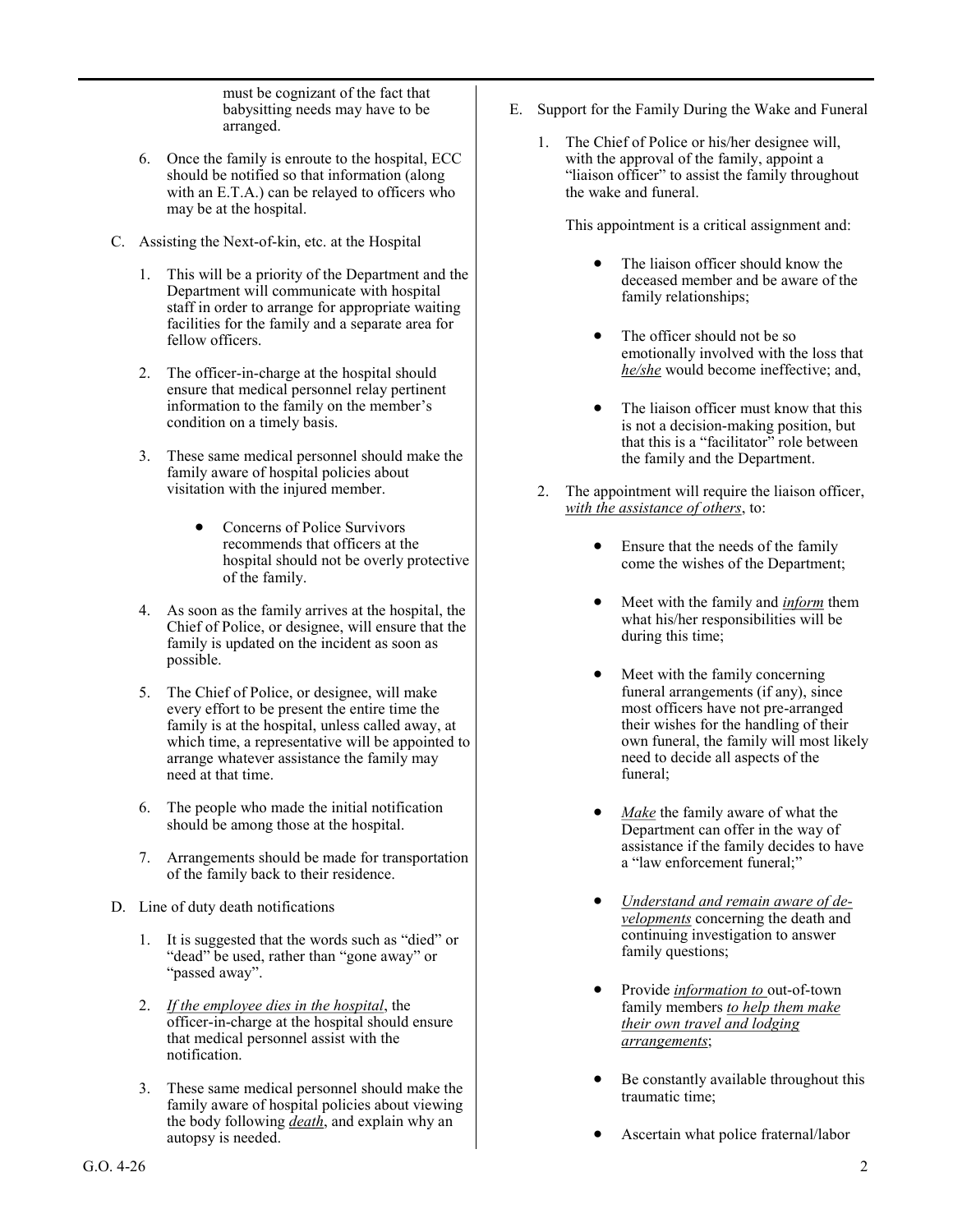must be cognizant of the fact that babysitting needs may have to be arranged.

6. Once the family is enroute to the hospital, ECC should be notified so that information (along with an E.T.A.) can be relayed to officers who may be at the hospital.

C. Assisting the Next-of-kin, etc. at the Hospital

1. This will be a priority of the Department and the Department will communicate with hospital staff in order to arrange for appropriate waiting facilities for the family and a separate area for fellow officers.

2. The officer-in-charge at the hospital should ensure that medical personnel relay pertinent information to the family on the member's condition on a timely basis.

3. These same medical personnel should make the family aware of hospital policies about visitation with the injured member.

   - Concerns of Police Survivors recommends that officers at the hospital should not be overly protective of the family.

4. As soon as the family arrives at the hospital, the Chief of Police, or designee, will ensure that the family is updated on the incident as soon as possible.

5. The Chief of Police, or designee, will make every effort to be present the entire time the family is at the hospital, unless called away, at which time, a representative will be appointed to arrange whatever assistance the family may need at that time.

6. The people who made the initial notification should be among those at the hospital.

7. Arrangements should be made for transportation of the family back to their residence.

D. Line of duty death notifications

1. It is suggested that the words such as "died" or "dead" be used, rather than "gone away" or "passed away".

2. *If the employee dies in the hospital*, the officer-in-charge at the hospital should ensure that medical personnel assist with the notification.

3. These same medical personnel should make the family aware of hospital policies about viewing the body following *death*, and explain why an autopsy is needed.

E. Support for the Family During the Wake and Funeral

1. The Chief of Police or his/her designee will, with the approval of the family, appoint a "liaison officer" to assist the family throughout the wake and funeral.

   This appointment is a critical assignment and:

   - The liaison officer should know the deceased member and be aware of the family relationships;

   - The officer should not be so emotionally involved with the loss that *he/she* would become ineffective; and,

   - The liaison officer must know that this is not a decision-making position, but that this is a "facilitator" role between the family and the Department.

2. The appointment will require the liaison officer, *with the assistance of others*, to:

   - Ensure that the needs of the family come the wishes of the Department;

   - Meet with the family and ***inform*** them what his/her responsibilities will be during this time;

   - Meet with the family concerning funeral arrangements (if any), since most officers have not pre-arranged their wishes for the handling of their own funeral, the family will most likely need to decide all aspects of the funeral;

   - *Make* the family aware of what the Department can offer in the way of assistance if the family decides to have a "law enforcement funeral;"

   - *Understand and remain aware of developments* concerning the death and continuing investigation to answer family questions;

   - Provide *information to* out-of-town family members *to help them make their own travel and lodging arrangements*;

   - Be constantly available throughout this traumatic time;

   - Ascertain what police fraternal/labor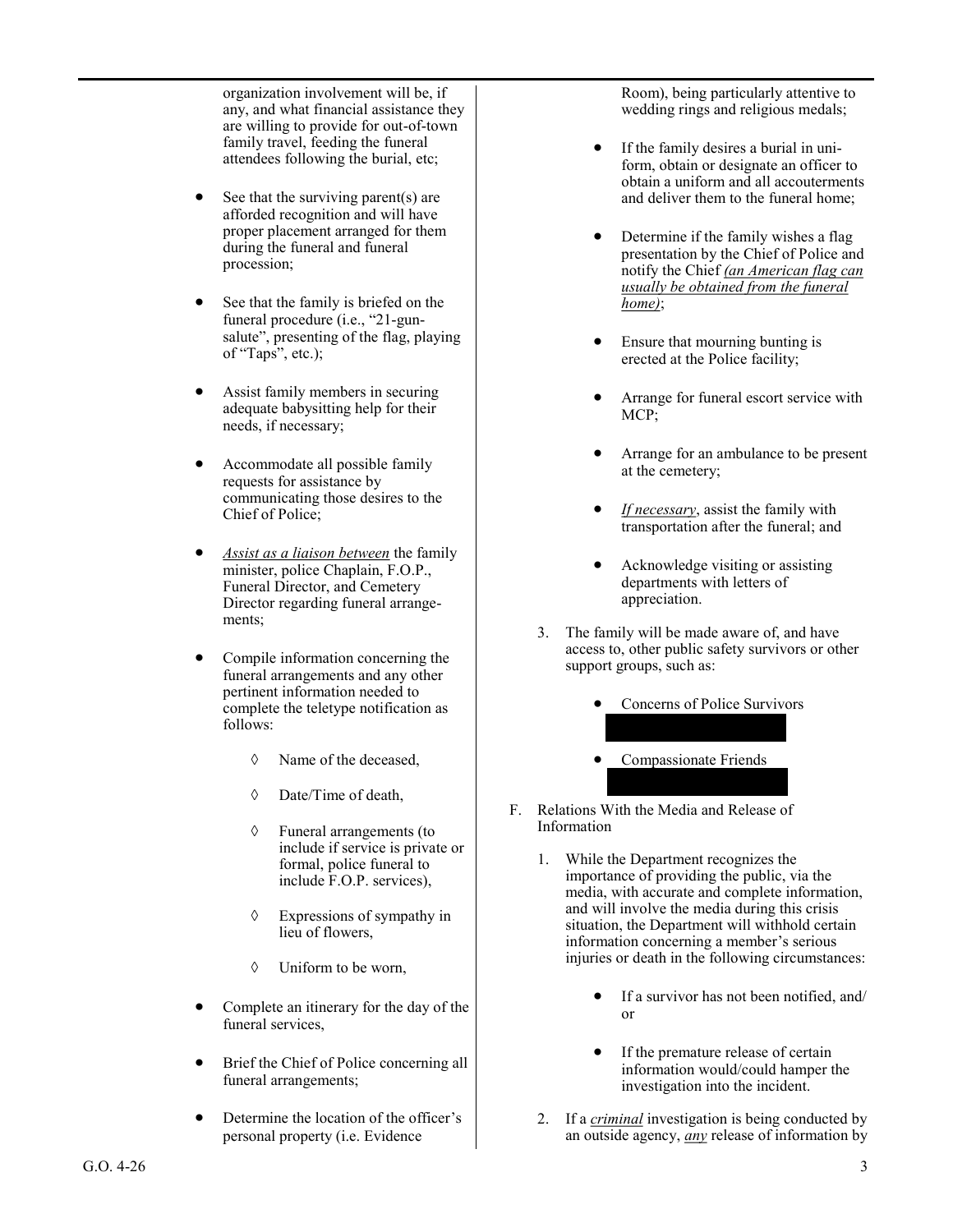organization involvement will be, if any, and what financial assistance they are willing to provide for out-of-town family travel, feeding the funeral attendees following the burial, etc;

- See that the surviving parent(s) are afforded recognition and will have proper placement arranged for them during the funeral and funeral procession;
- See that the family is briefed on the funeral procedure (i.e., "21-gun-salute", presenting of the flag, playing of "Taps", etc.);
- Assist family members in securing adequate babysitting help for their needs, if necessary;
- Accommodate all possible family requests for assistance by communicating those desires to the Chief of Police;
- *Assist as a liaison between* the family minister, police Chaplain, F.O.P., Funeral Director, and Cemetery Director regarding funeral arrangements;
- Compile information concerning the funeral arrangements and any other pertinent information needed to complete the teletype notification as follows:
  - ◊ Name of the deceased,
  - ◊ Date/Time of death,
  - ◊ Funeral arrangements (to include if service is private or formal, police funeral to include F.O.P. services),
  - ◊ Expressions of sympathy in lieu of flowers,
  - ◊ Uniform to be worn,
- Complete an itinerary for the day of the funeral services,
- Brief the Chief of Police concerning all funeral arrangements;
- Determine the location of the officer's personal property (i.e. Evidence Room), being particularly attentive to wedding rings and religious medals;
- If the family desires a burial in uniform, obtain or designate an officer to obtain a uniform and all accouterments and deliver them to the funeral home;
- Determine if the family wishes a flag presentation by the Chief of Police and notify the Chief *(an American flag can usually be obtained from the funeral home)*;
- Ensure that mourning bunting is erected at the Police facility;
- Arrange for funeral escort service with MCP;
- Arrange for an ambulance to be present at the cemetery;
- *If necessary*, assist the family with transportation after the funeral; and
- Acknowledge visiting or assisting departments with letters of appreciation.

3. The family will be made aware of, and have access to, other public safety survivors or other support groups, such as:
   - Concerns of Police Survivors
   - Compassionate Friends

F. Relations With the Media and Release of Information

1. While the Department recognizes the importance of providing the public, via the media, with accurate and complete information, and will involve the media during this crisis situation, the Department will withhold certain information concerning a member's serious injuries or death in the following circumstances:
   - If a survivor has not been notified, and/or
   - If the premature release of certain information would/could hamper the investigation into the incident.
2. If a *criminal* investigation is being conducted by an outside agency, *any* release of information by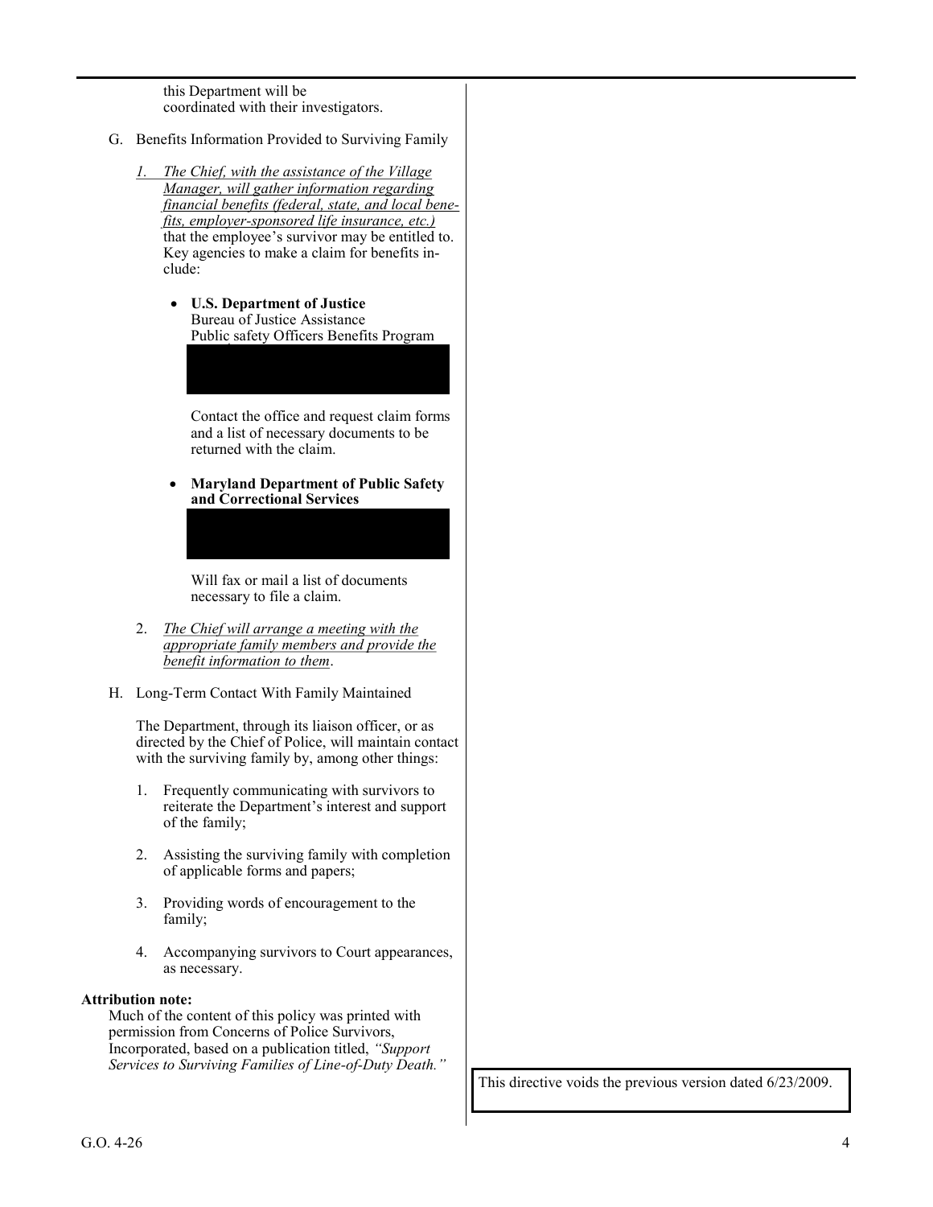this Department will be coordinated with their investigators.

G. Benefits Information Provided to Surviving Family

1. *The Chief, with the assistance of the Village Manager, will gather information regarding financial benefits (federal, state, and local benefits, employer-sponsored life insurance, etc.)* that the employee's survivor may be entitled to. Key agencies to make a claim for benefits include:

   - **U.S. Department of Justice**
     Bureau of Justice Assistance
     Public safety Officers Benefits Program

     Contact the office and request claim forms and a list of necessary documents to be returned with the claim.

   - **Maryland Department of Public Safety and Correctional Services**

     Will fax or mail a list of documents necessary to file a claim.

2. *The Chief will arrange a meeting with the appropriate family members and provide the benefit information to them*.

H. Long-Term Contact With Family Maintained

The Department, through its liaison officer, or as directed by the Chief of Police, will maintain contact with the surviving family by, among other things:

1. Frequently communicating with survivors to reiterate the Department's interest and support of the family;

2. Assisting the surviving family with completion of applicable forms and papers;

3. Providing words of encouragement to the family;

4. Accompanying survivors to Court appearances, as necessary.

**Attribution note:**
Much of the content of this policy was printed with permission from Concerns of Police Survivors, Incorporated, based on a publication titled, *"Support Services to Surviving Families of Line-of-Duty Death."*

This directive voids the previous version dated 6/23/2009.